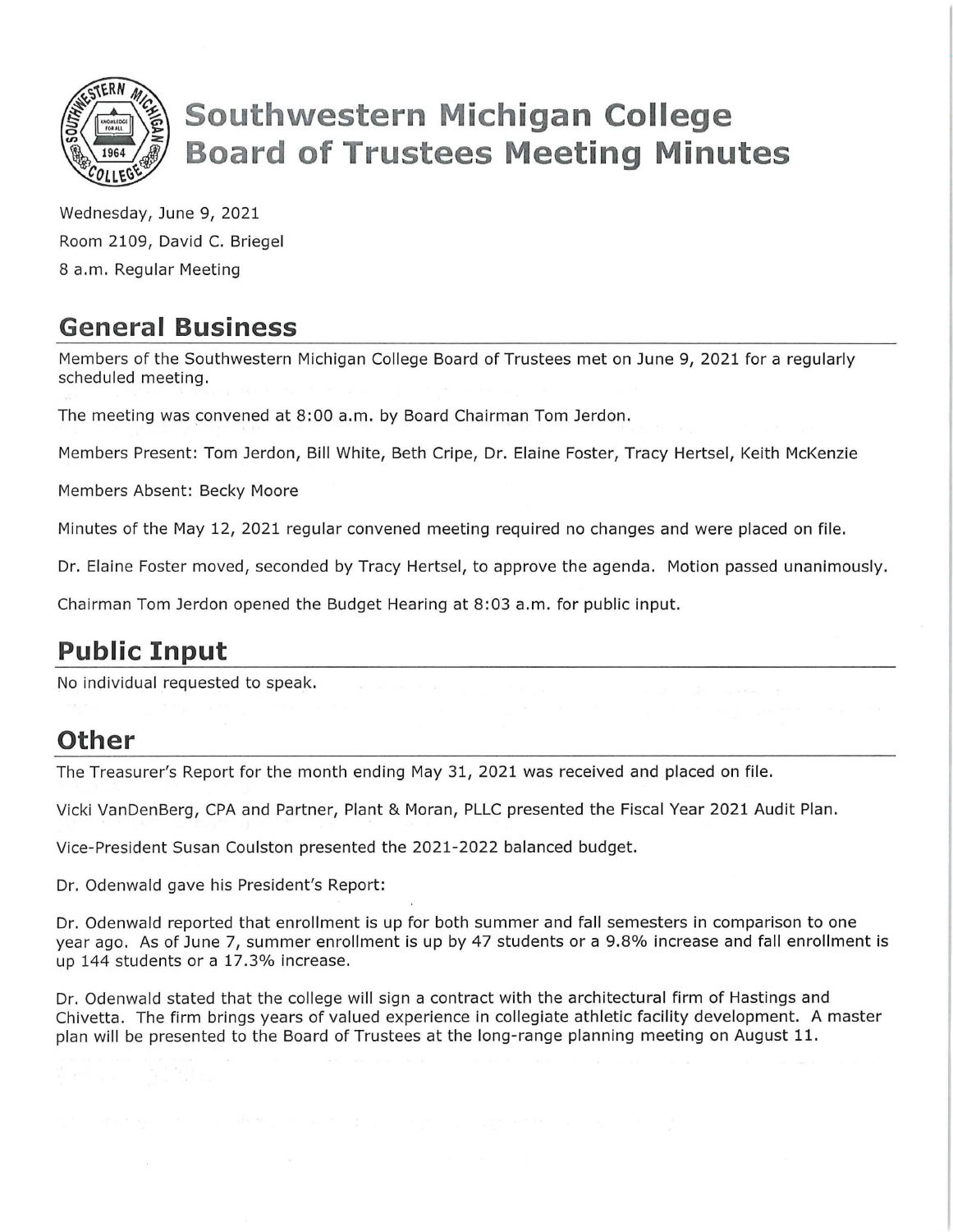# Southwestern Michigan College Board of Trustees Meeting Minutes

Wednesday, June 9, 2021

Room 2109, David C. Briegel

8 a.m. Regular Meeting

## General Business

Members of the Southwestern Michigan College Board of Trustees met on June 9, 2021 for a regularly scheduled meeting.

The meeting was convened at 8:00 a.m. by Board Chairman Tom Jerdon.

Members Present: Tom Jerdon, Bill White, Beth Cripe, Dr. Elaine Foster, Tracy Hertsel, Keith McKenzie

Members Absent: Becky Moore

Minutes of the May 12, 2021 regular convened meeting required no changes and were placed on file.

Dr. Elaine Foster moved, seconded by Tracy Hertsel, to approve the agenda. Motion passed unanimously.

Chairman Tom Jerdon opened the Budget Hearing at 8:03 a.m. for public input.

## Public Input

No individual requested to speak.

## Other

The Treasurer's Report for the month ending May 31, 2021 was received and placed on file.

Vicki VanDenBerg, CPA and Partner, Plant & Moran, PLLC presented the Fiscal Year 2021 Audit Plan.

Vice-President Susan Coulston presented the 2021-2022 balanced budget.

Dr. Odenwald gave his President's Report:

Dr. Odenwald reported that enrollment is up for both summer and fall semesters in comparison to one year ago. As of June 7, summer enrollment is up by 47 students or a 9.8% increase and fall enrollment is up 144 students or a 17.3% increase.

Dr. Odenwald stated that the college will sign a contract with the architectural firm of Hastings and Chivetta. The firm brings years of valued experience in collegiate athletic facility development. A master plan will be presented to the Board of Trustees at the long-range planning meeting on August 11.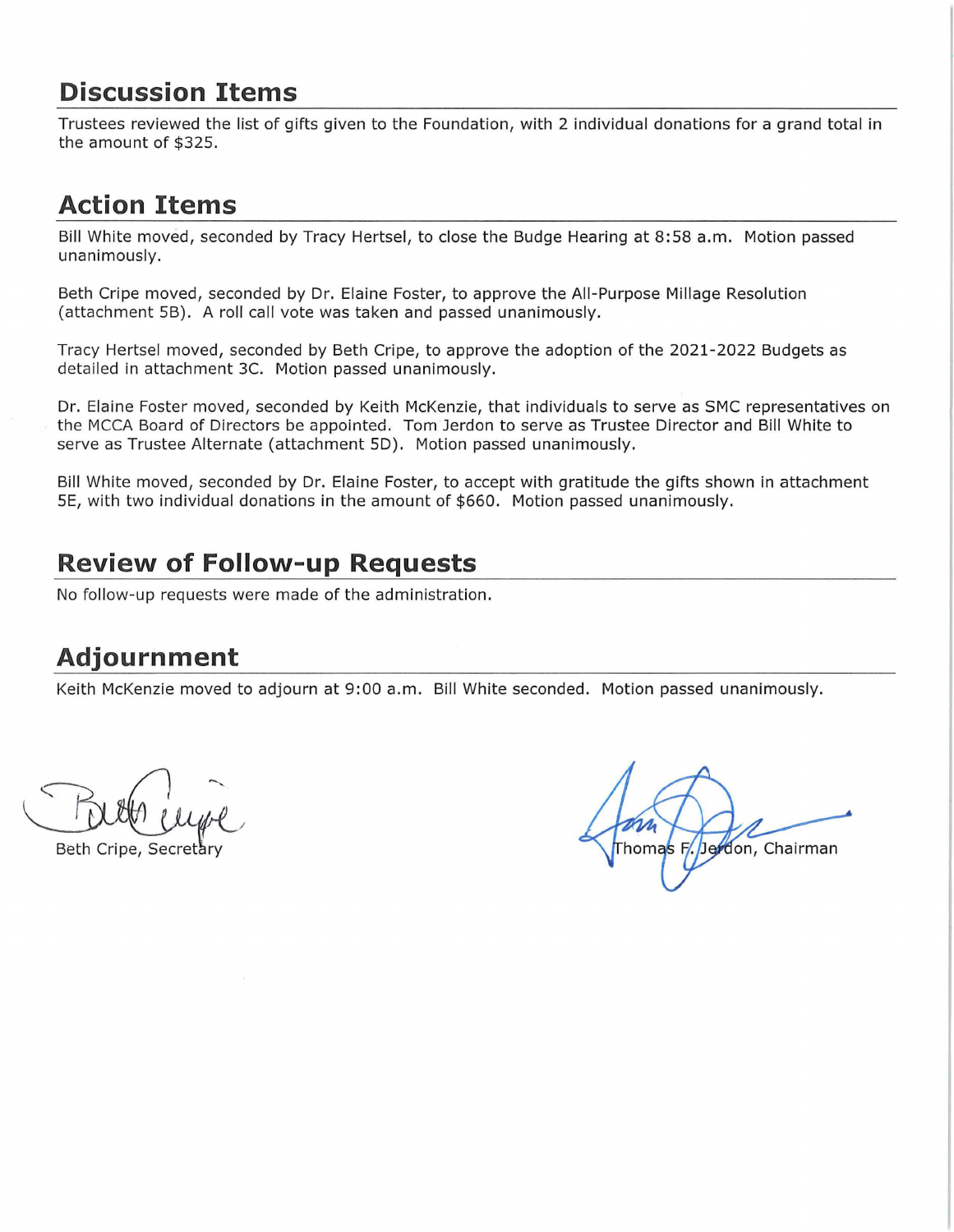## Discussion Items

Trustees reviewed the list of gifts given to the Foundation, with 2 individual donations for a grand total in the amount of $325.

## Action Items

Bill White moved, seconded by Tracy Hertsel, to close the Budge Hearing at 8:58 a.m. Motion passed unanimously.

Beth Cripe moved, seconded by Dr. Elaine Foster, to approve the All-Purpose Millage Resolution (attachment 5B). A roll call vote was taken and passed unanimously.

Tracy Hertsel moved, seconded by Beth Cripe, to approve the adoption of the 2021-2022 Budgets as detailed in attachment 3C. Motion passed unanimously.

Dr. Elaine Foster moved, seconded by Keith McKenzie, that individuals to serve as SMC representatives on the MCCA Board of Directors be appointed. Tom Jerdon to serve as Trustee Director and Bill White to serve as Trustee Alternate (attachment 5D). Motion passed unanimously.

Bill White moved, seconded by Dr. Elaine Foster, to accept with gratitude the gifts shown in attachment 5E, with two individual donations in the amount of $660. Motion passed unanimously.

## Review of Follow-up Requests

No follow-up requests were made of the administration.

## Adjournment

Keith McKenzie moved to adjourn at 9:00 a.m. Bill White seconded. Motion passed unanimously.

Beth Cripe, Secretary

Thomas F. Jerdon, Chairman